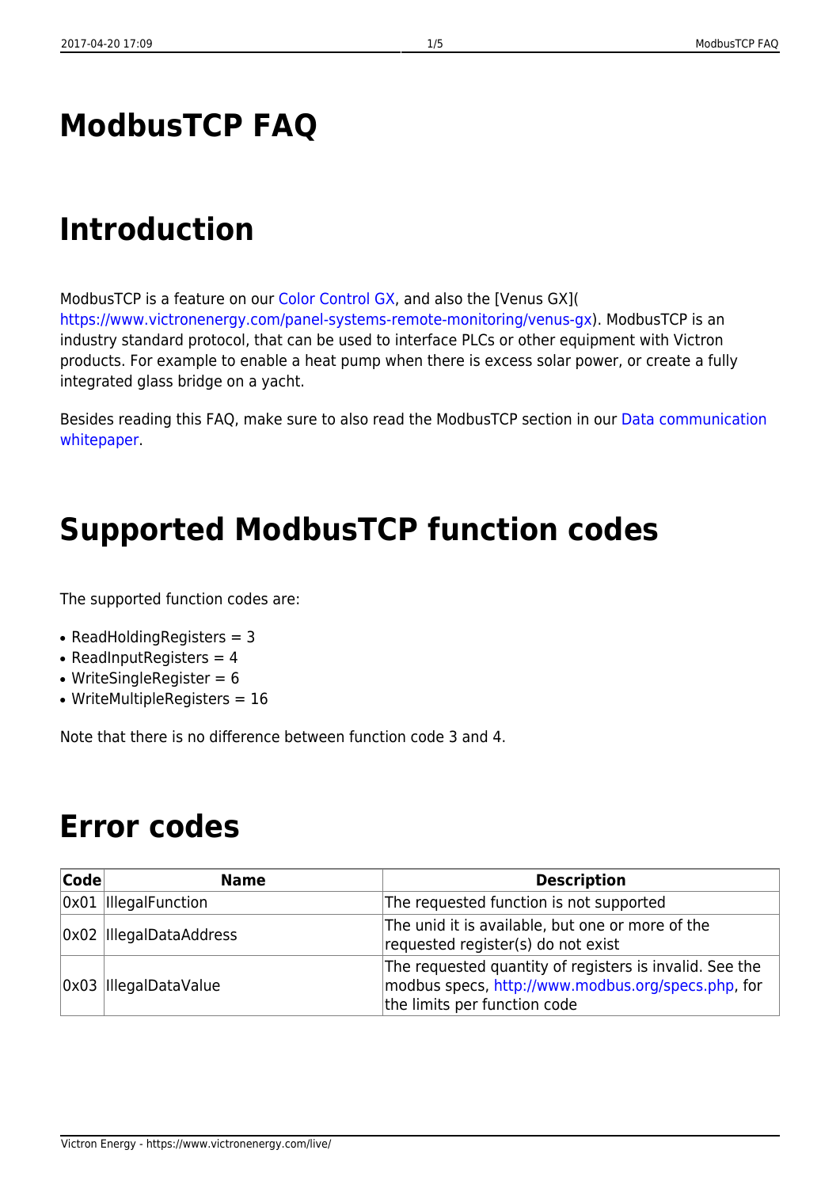# ModbusTCP FAQ

# Introduction

ModbusTCP is a feature on our Color Control GX, and also the [Venus GX]( https://www.victronenergy.com/panel-systems-remote-monitoring/venus-gx). ModbusTCP is an industry standard protocol, that can be used to interface PLCs or other equipment with Victron products. For example to enable a heat pump when there is excess solar power, or create a fully integrated glass bridge on a yacht.

Besides reading this FAQ, make sure to also read the ModbusTCP section in our Data communication whitepaper.

# Supported ModbusTCP function codes

The supported function codes are:

- ReadHoldingRegisters = 3
- ReadInputRegisters = 4
- WriteSingleRegister = 6
- WriteMultipleRegisters = 16

Note that there is no difference between function code 3 and 4.

# Error codes

| Code | Name | Description |
|---|---|---|
| 0x01 | IllegalFunction | The requested function is not supported |
| 0x02 | IllegalDataAddress | The unid it is available, but one or more of the requested register(s) do not exist |
| 0x03 | IllegalDataValue | The requested quantity of registers is invalid. See the modbus specs, http://www.modbus.org/specs.php, for the limits per function code |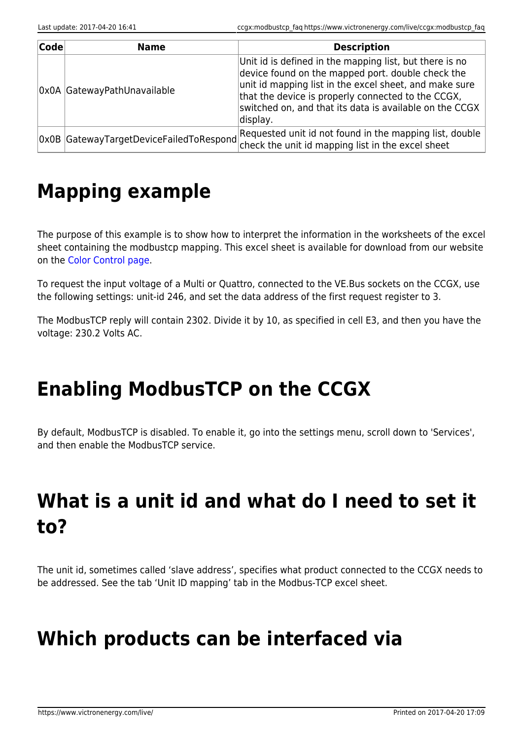| Code | Name | Description |
| --- | --- | --- |
| 0x0A | GatewayPathUnavailable | Unit id is defined in the mapping list, but there is no device found on the mapped port. double check the unit id mapping list in the excel sheet, and make sure that the device is properly connected to the CCGX, switched on, and that its data is available on the CCGX display. |
| 0x0B | GatewayTargetDeviceFailedToRespond | Requested unit id not found in the mapping list, double check the unit id mapping list in the excel sheet |

# Mapping example

The purpose of this example is to show how to interpret the information in the worksheets of the excel sheet containing the modbustcp mapping. This excel sheet is available for download from our website on the Color Control page.

To request the input voltage of a Multi or Quattro, connected to the VE.Bus sockets on the CCGX, use the following settings: unit-id 246, and set the data address of the first request register to 3.

The ModbusTCP reply will contain 2302. Divide it by 10, as specified in cell E3, and then you have the voltage: 230.2 Volts AC.

# Enabling ModbusTCP on the CCGX

By default, ModbusTCP is disabled. To enable it, go into the settings menu, scroll down to 'Services', and then enable the ModbusTCP service.

# What is a unit id and what do I need to set it to?

The unit id, sometimes called 'slave address', specifies what product connected to the CCGX needs to be addressed. See the tab 'Unit ID mapping' tab in the Modbus-TCP excel sheet.

# Which products can be interfaced via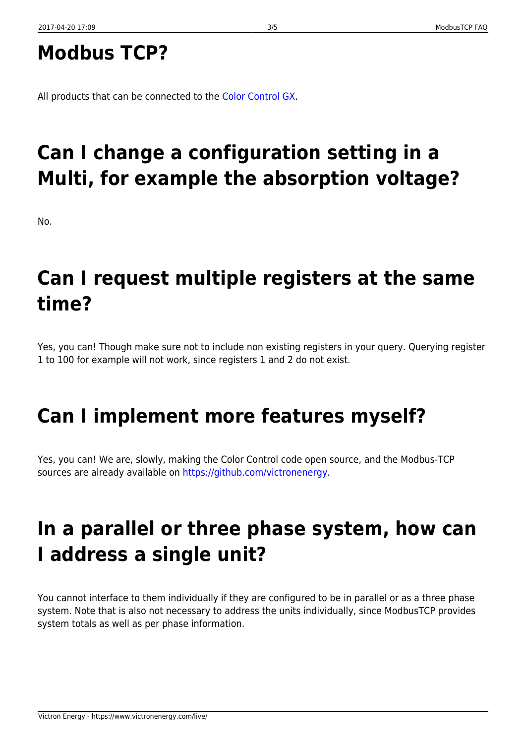# Modbus TCP?

All products that can be connected to the [Color Control GX](Color Control GX).

# Can I change a configuration setting in a Multi, for example the absorption voltage?

No.

# Can I request multiple registers at the same time?

Yes, you can! Though make sure not to include non existing registers in your query. Querying register 1 to 100 for example will not work, since registers 1 and 2 do not exist.

# Can I implement more features myself?

Yes, you can! We are, slowly, making the Color Control code open source, and the Modbus-TCP sources are already available on [https://github.com/victronenergy](https://github.com/victronenergy).

# In a parallel or three phase system, how can I address a single unit?

You cannot interface to them individually if they are configured to be in parallel or as a three phase system. Note that is also not necessary to address the units individually, since ModbusTCP provides system totals as well as per phase information.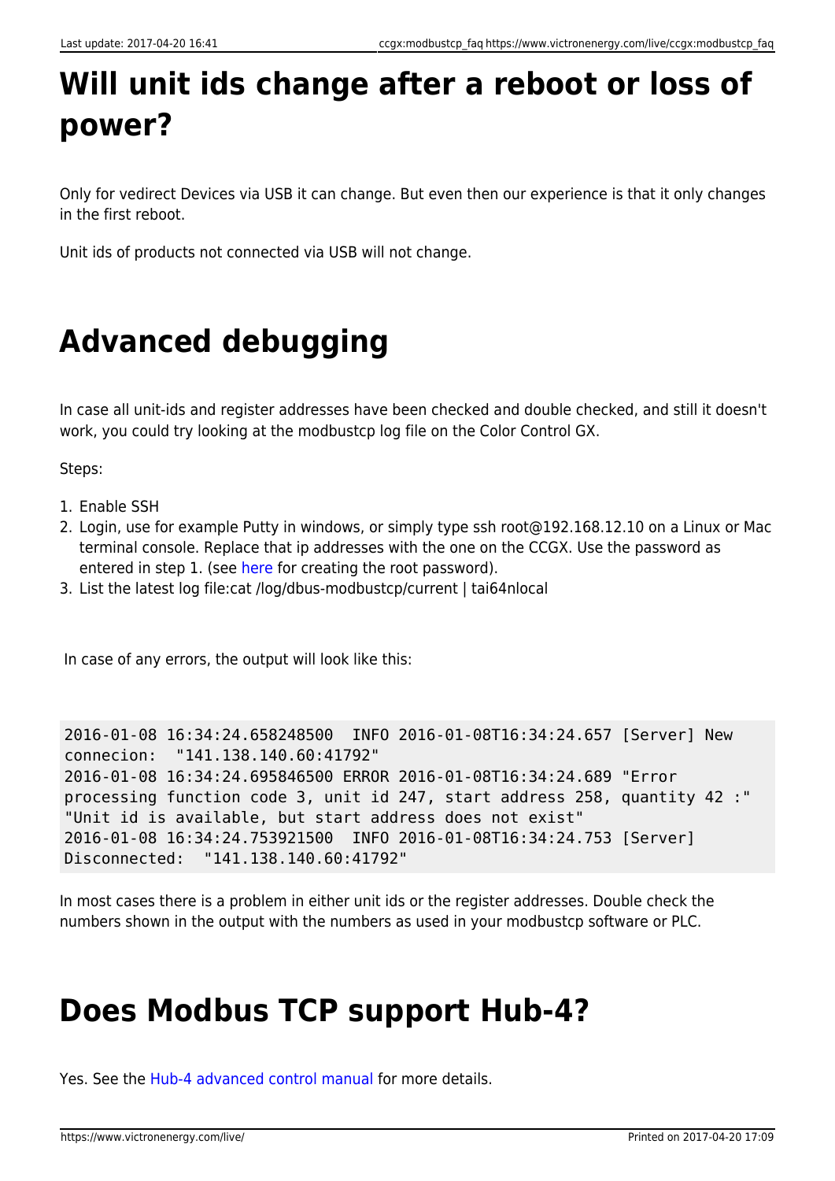# Will unit ids change after a reboot or loss of power?

Only for vedirect Devices via USB it can change. But even then our experience is that it only changes in the first reboot.

Unit ids of products not connected via USB will not change.

# Advanced debugging

In case all unit-ids and register addresses have been checked and double checked, and still it doesn't work, you could try looking at the modbustcp log file on the Color Control GX.

Steps:

1. Enable SSH
2. Login, use for example Putty in windows, or simply type ssh root@192.168.12.10 on a Linux or Mac terminal console. Replace that ip addresses with the one on the CCGX. Use the password as entered in step 1. (see here for creating the root password).
3. List the latest log file:cat /log/dbus-modbustcp/current | tai64nlocal

In case of any errors, the output will look like this:

```
2016-01-08 16:34:24.658248500  INFO 2016-01-08T16:34:24.657 [Server] New connecion:  "141.138.140.60:41792"
2016-01-08 16:34:24.695846500 ERROR 2016-01-08T16:34:24.689 "Error processing function code 3, unit id 247, start address 258, quantity 42 :" "Unit id is available, but start address does not exist"
2016-01-08 16:34:24.753921500  INFO 2016-01-08T16:34:24.753 [Server] Disconnected:  "141.138.140.60:41792"
```

In most cases there is a problem in either unit ids or the register addresses. Double check the numbers shown in the output with the numbers as used in your modbustcp software or PLC.

# Does Modbus TCP support Hub-4?

Yes. See the Hub-4 advanced control manual for more details.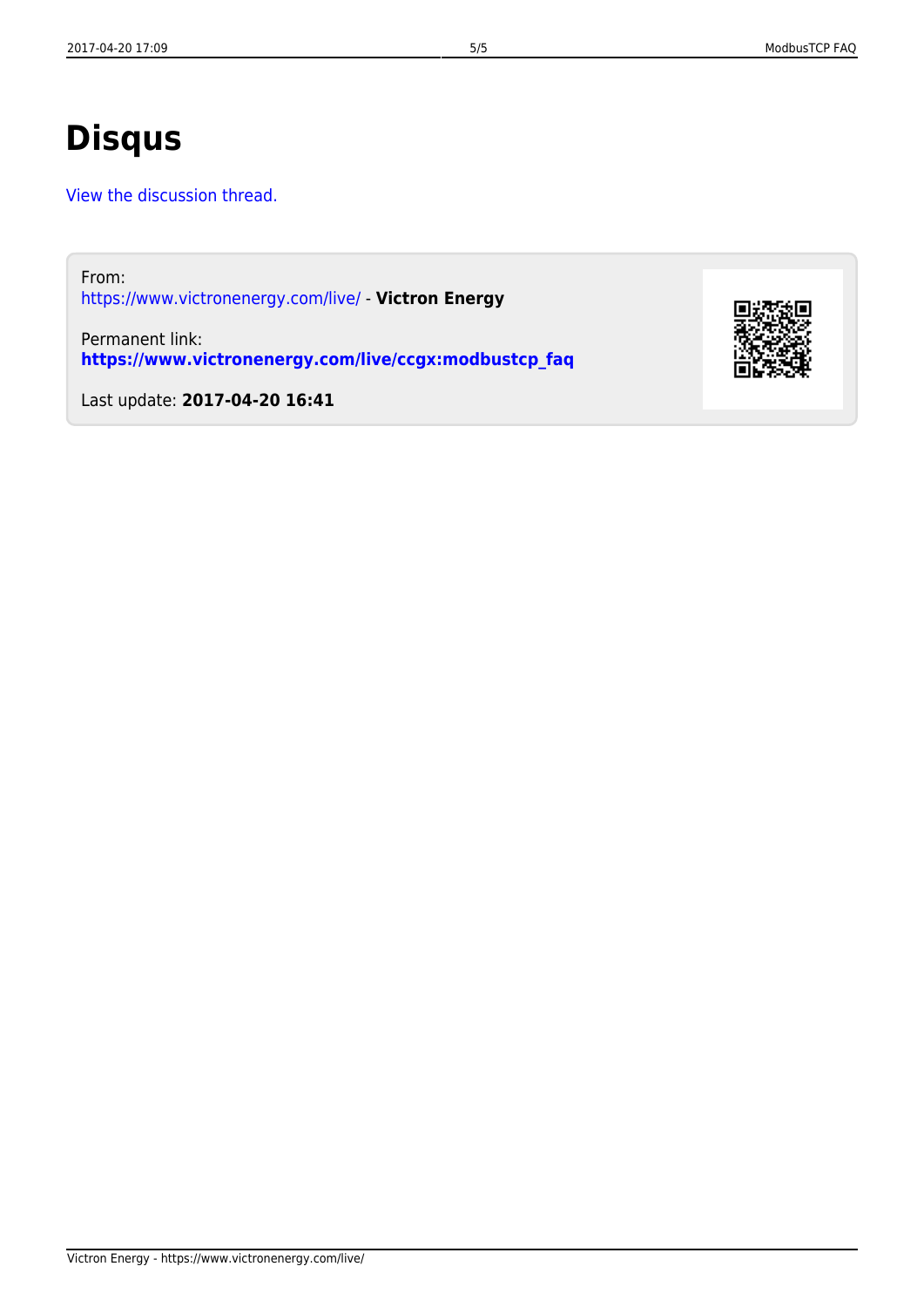# Disqus

View the discussion thread.

From:
https://www.victronenergy.com/live/ - **Victron Energy**

Permanent link:
**https://www.victronenergy.com/live/ccgx:modbustcp_faq**

Last update: **2017-04-20 16:41**